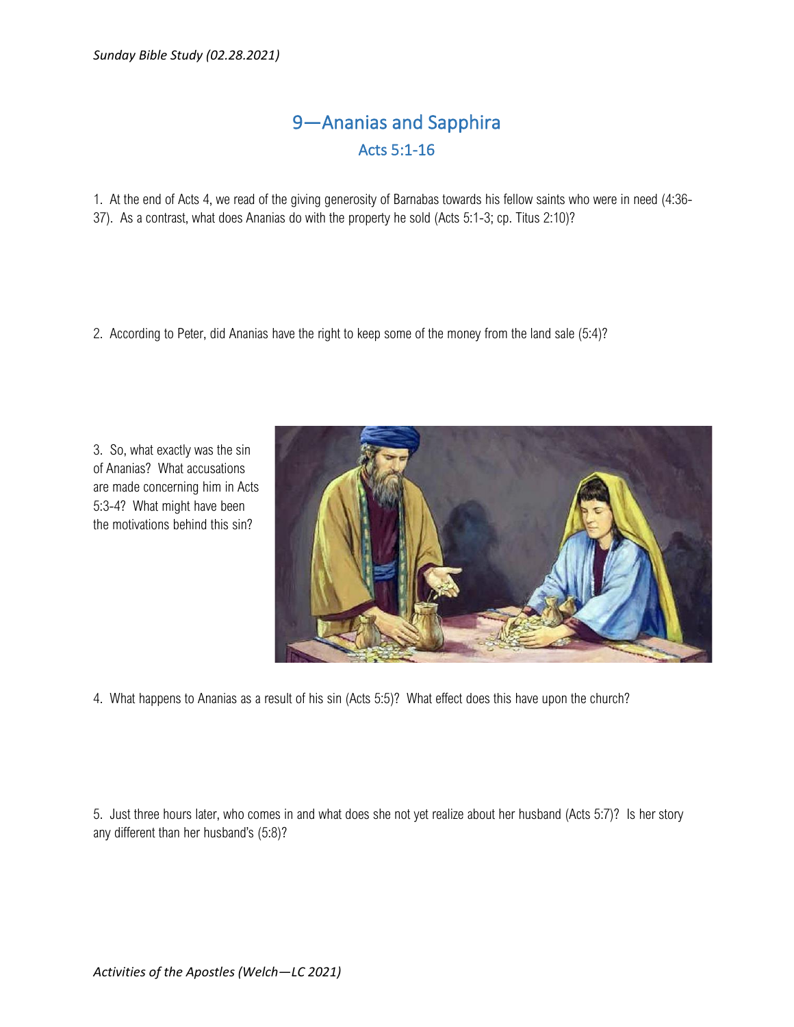# 9—Ananias and Sapphira

## Acts 5:1-16

1. At the end of Acts 4, we read of the giving generosity of Barnabas towards his fellow saints who were in need (4:36-37). As a contrast, what does Ananias do with the property he sold (Acts 5:1-3; cp. Titus 2:10)?

2. According to Peter, did Ananias have the right to keep some of the money from the land sale (5:4)?

3. So, what exactly was the sin of Ananias? What accusations are made concerning him in Acts 5:3-4? What might have been the motivations behind this sin?

4. What happens to Ananias as a result of his sin (Acts 5:5)? What effect does this have upon the church?

5. Just three hours later, who comes in and what does she not yet realize about her husband (Acts 5:7)? Is her story any different than her husband's (5:8)?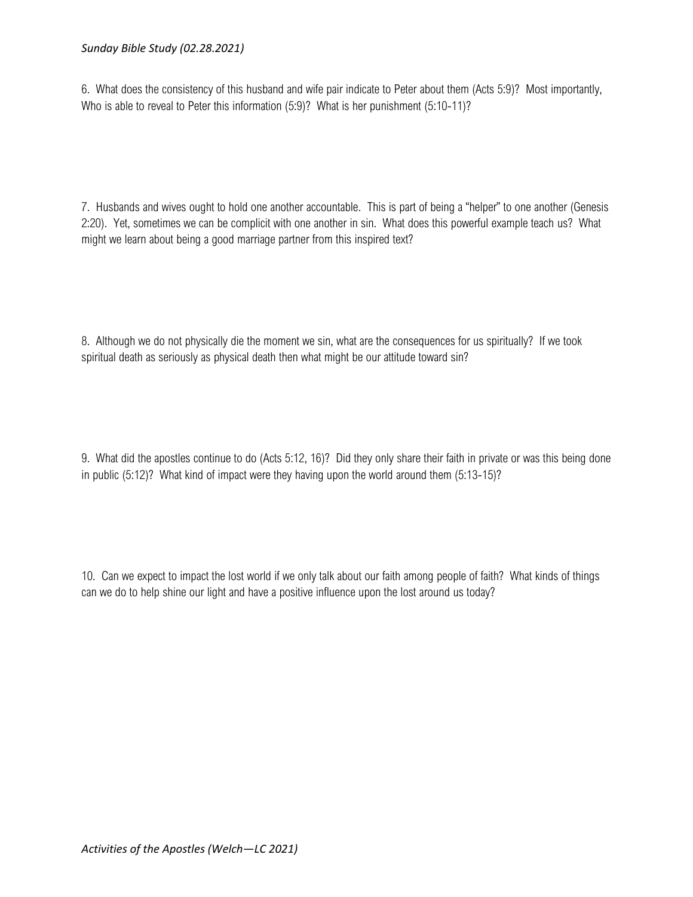6. What does the consistency of this husband and wife pair indicate to Peter about them (Acts 5:9)? Most importantly, Who is able to reveal to Peter this information (5:9)? What is her punishment (5:10-11)?

7. Husbands and wives ought to hold one another accountable. This is part of being a "helper" to one another (Genesis 2:20). Yet, sometimes we can be complicit with one another in sin. What does this powerful example teach us? What might we learn about being a good marriage partner from this inspired text?

8. Although we do not physically die the moment we sin, what are the consequences for us spiritually? If we took spiritual death as seriously as physical death then what might be our attitude toward sin?

9. What did the apostles continue to do (Acts 5:12, 16)? Did they only share their faith in private or was this being done in public (5:12)? What kind of impact were they having upon the world around them (5:13-15)?

10. Can we expect to impact the lost world if we only talk about our faith among people of faith? What kinds of things can we do to help shine our light and have a positive influence upon the lost around us today?